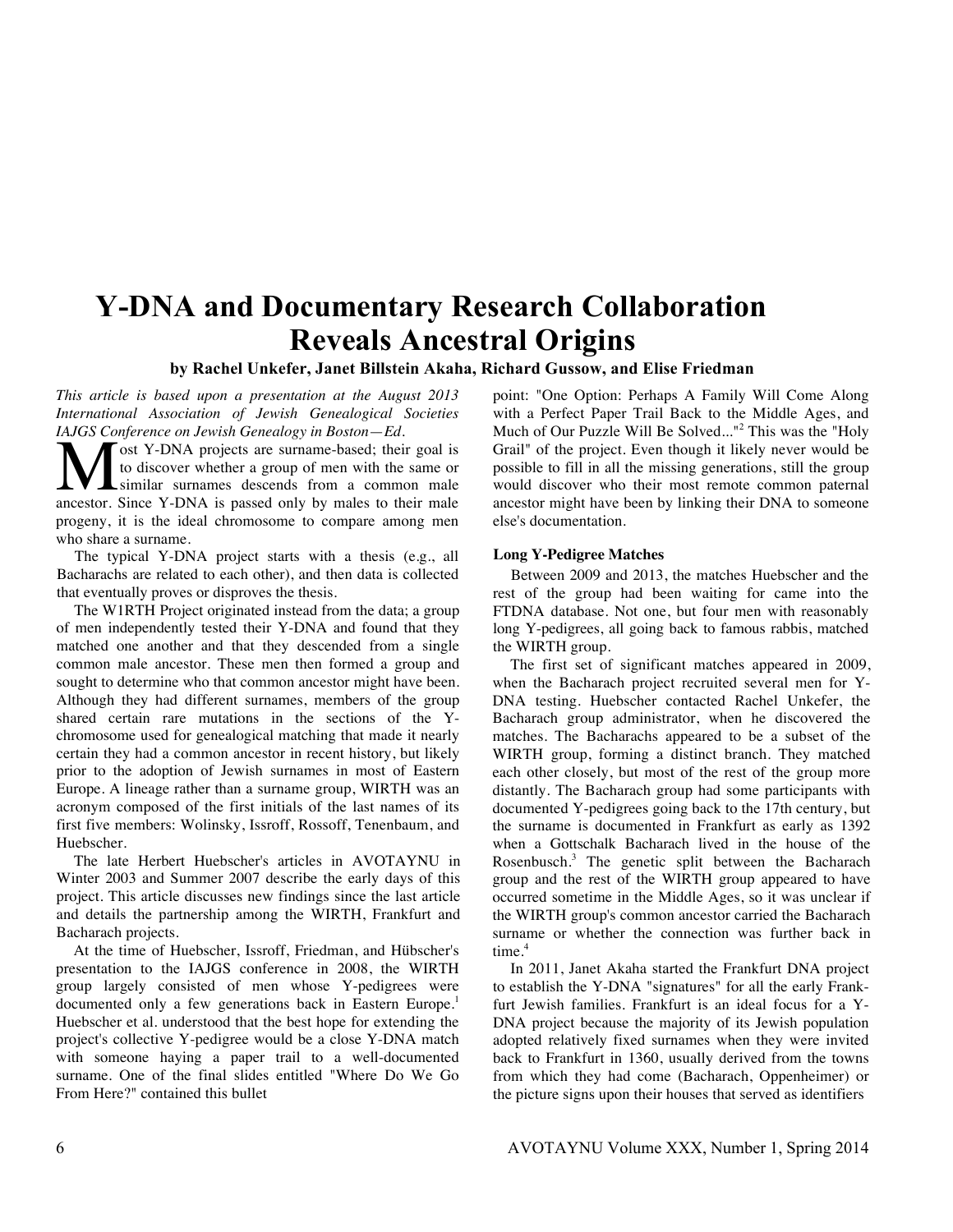# Y-DNA and Documentary Research Collaboration Reveals Ancestral Origins

**by Rachel Unkefer, Janet Billstein Akaha, Richard Gussow, and Elise Friedman**

*This article is based upon a presentation at the August 2013 International Association of Jewish Genealogical Societies IAJGS Conference on Jewish Genealogy in Boston—Ed.*

Most Y-DNA projects are surname-based; their goal is to discover whether a group of men with the same or similar surnames descends from a common male ancestor. Since Y-DNA is passed only by males to their male progeny, it is the ideal chromosome to compare among men who share a surname.

The typical Y-DNA project starts with a thesis (e.g., all Bacharachs are related to each other), and then data is collected that eventually proves or disproves the thesis.

The W1RTH Project originated instead from the data; a group of men independently tested their Y-DNA and found that they matched one another and that they descended from a single common male ancestor. These men then formed a group and sought to determine who that common ancestor might have been. Although they had different surnames, members of the group shared certain rare mutations in the sections of the Y-chromosome used for genealogical matching that made it nearly certain they had a common ancestor in recent history, but likely prior to the adoption of Jewish surnames in most of Eastern Europe. A lineage rather than a surname group, WIRTH was an acronym composed of the first initials of the last names of its first five members: Wolinsky, Issroff, Rossoff, Tenenbaum, and Huebscher.

The late Herbert Huebscher's articles in AVOTAYNU in Winter 2003 and Summer 2007 describe the early days of this project. This article discusses new findings since the last article and details the partnership among the WIRTH, Frankfurt and Bacharach projects.

At the time of Huebscher, Issroff, Friedman, and Hübscher's presentation to the IAJGS conference in 2008, the WIRTH group largely consisted of men whose Y-pedigrees were documented only a few generations back in Eastern Europe.[1] Huebscher et al. understood that the best hope for extending the project's collective Y-pedigree would be a close Y-DNA match with someone haying a paper trail to a well-documented surname. One of the final slides entitled "Where Do We Go From Here?" contained this bullet point: "One Option: Perhaps A Family Will Come Along with a Perfect Paper Trail Back to the Middle Ages, and Much of Our Puzzle Will Be Solved..."[2] This was the "Holy Grail" of the project. Even though it likely never would be possible to fill in all the missing generations, still the group would discover who their most remote common paternal ancestor might have been by linking their DNA to someone else's documentation.

### Long Y-Pedigree Matches

Between 2009 and 2013, the matches Huebscher and the rest of the group had been waiting for came into the FTDNA database. Not one, but four men with reasonably long Y-pedigrees, all going back to famous rabbis, matched the WIRTH group.

The first set of significant matches appeared in 2009, when the Bacharach project recruited several men for Y-DNA testing. Huebscher contacted Rachel Unkefer, the Bacharach group administrator, when he discovered the matches. The Bacharachs appeared to be a subset of the WIRTH group, forming a distinct branch. They matched each other closely, but most of the rest of the group more distantly. The Bacharach group had some participants with documented Y-pedigrees going back to the 17th century, but the surname is documented in Frankfurt as early as 1392 when a Gottschalk Bacharach lived in the house of the Rosenbusch.[3] The genetic split between the Bacharach group and the rest of the WIRTH group appeared to have occurred sometime in the Middle Ages, so it was unclear if the WIRTH group's common ancestor carried the Bacharach surname or whether the connection was further back in time.[4]

In 2011, Janet Akaha started the Frankfurt DNA project to establish the Y-DNA "signatures" for all the early Frankfurt Jewish families. Frankfurt is an ideal focus for a Y-DNA project because the majority of its Jewish population adopted relatively fixed surnames when they were invited back to Frankfurt in 1360, usually derived from the towns from which they had come (Bacharach, Oppenheimer) or the picture signs upon their houses that served as identifiers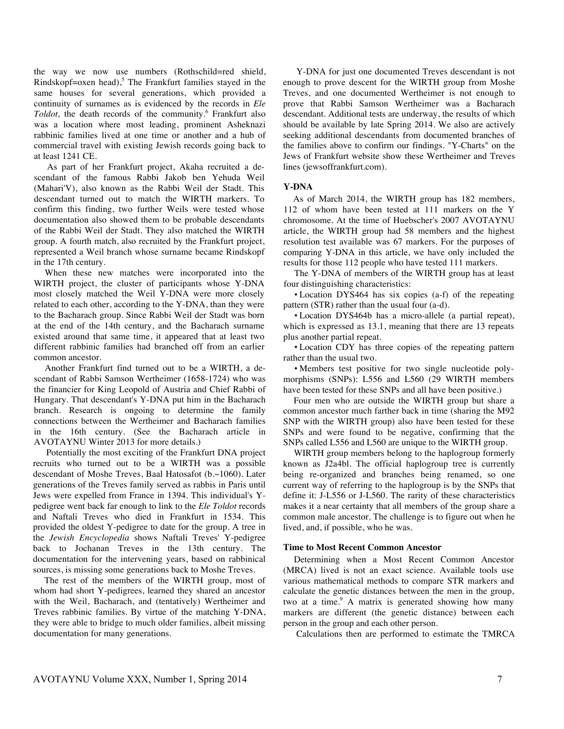the way we now use numbers (Rothschild=red shield, Rindskopf=oxen head),[5] The Frankfurt families stayed in the same houses for several generations, which provided a continuity of surnames as is evidenced by the records in *Ele Toldot,* the death records of the community.[6] Frankfurt also was a location where most leading, prominent Asheknazi rabbinic families lived at one time or another and a hub of commercial travel with existing Jewish records going back to at least 1241 CE.

As part of her Frankfurt project, Akaha recruited a descendant of the famous Rabbi Jakob ben Yehuda Weil (Mahari'V), also known as the Rabbi Weil der Stadt. This descendant turned out to match the WIRTH markers. To confirm this finding, two further Weils were tested whose documentation also showed them to be probable descendants of the Rabbi Weil der Stadt. They also matched the WIRTH group. A fourth match, also recruited by the Frankfurt project, represented a Weil branch whose surname became Rindskopf in the 17th century.

When these new matches were incorporated into the WIRTH project, the cluster of participants whose Y-DNA most closely matched the Weil Y-DNA were more closely related to each other, according to the Y-DNA, than they were to the Bacharach group. Since Rabbi Weil der Stadt was born at the end of the 14th century, and the Bacharach surname existed around that same time, it appeared that at least two different rabbinic families had branched off from an earlier common ancestor.

Another Frankfurt find turned out to be a WIRTH, a descendant of Rabbi Samson Wertheimer (1658-1724) who was the financier for King Leopold of Austria and Chief Rabbi of Hungary. That descendant's Y-DNA put him in the Bacharach branch. Research is ongoing to determine the family connections between the Wertheimer and Bacharach families in the 16th century. (See the Bacharach article in AVOTAYNU Winter 2013 for more details.)

Potentially the most exciting of the Frankfurt DNA project recruits who turned out to be a WIRTH was a possible descendant of Moshe Treves, Baal Hatosafot (b.~1060). Later generations of the Treves family served as rabbis in Paris until Jews were expelled from France in 1394. This individual's Y-pedigree went back far enough to link to the *Ele Toldot* records and Naftali Treves who died in Frankfurt in 1534. This provided the oldest Y-pedigree to date for the group. A tree in the *Jewish Encyclopedia* shows Naftali Treves' Y-pedigree back to Jochanan Treves in the 13th century. The documentation for the intervening years, based on rabbinical sources, is missing some generations back to Moshe Treves.

The rest of the members of the WIRTH group, most of whom had short Y-pedigrees, learned they shared an ancestor with the Weil, Bacharach, and (tentatively) Wertheimer and Treves rabbinic families. By virtue of the matching Y-DNA, they were able to bridge to much older families, albeit missing documentation for many generations.

Y-DNA for just one documented Treves descendant is not enough to prove descent for the WIRTH group from Moshe Treves, and one documented Wertheimer is not enough to prove that Rabbi Samson Wertheimer was a Bacharach descendant. Additional tests are underway, the results of which should be available by late Spring 2014. We also are actively seeking additional descendants from documented branches of the families above to confirm our findings. "Y-Charts" on the Jews of Frankfurt website show these Wertheimer and Treves lines (jewsoffrankfurt.com).

## Y-DNA

As of March 2014, the WIRTH group has 182 members, 112 of whom have been tested at 111 markers on the Y chromosome. At the time of Huebscher's 2007 AVOTAYNU article, the WIRTH group had 58 members and the highest resolution test available was 67 markers. For the purposes of comparing Y-DNA in this article, we have only included the results for those 112 people who have tested 111 markers.

The Y-DNA of members of the WIRTH group has at least four distinguishing characteristics:

- Location DYS464 has six copies (a-f) of the repeating pattern (STR) rather than the usual four (a-d).
- Location DYS464b has a micro-allele (a partial repeat), which is expressed as 13.1, meaning that there are 13 repeats plus another partial repeat.
- Location CDY has three copies of the repeating pattern rather than the usual two.
- Members test positive for two single nucleotide polymorphisms (SNPs): L556 and L560 (29 WIRTH members have been tested for these SNPs and all have been positive.)

Four men who are outside the WIRTH group but share a common ancestor much farther back in time (sharing the M92 SNP with the WIRTH group) also have been tested for these SNPs and were found to be negative, confirming that the SNPs called L556 and L560 are unique to the WIRTH group.

WIRTH group members belong to the haplogroup formerly known as J2a4bl. The official haplogroup tree is currently being re-organized and branches being renamed, so one current way of referring to the haplogroup is by the SNPs that define it: J-L556 or J-L560. The rarity of these characteristics makes it a near certainty that all members of the group share a common male ancestor. The challenge is to figure out when he lived, and, if possible, who he was.

## Time to Most Recent Common Ancestor

Determining when a Most Recent Common Ancestor (MRCA) lived is not an exact science. Available tools use various mathematical methods to compare STR markers and calculate the genetic distances between the men in the group, two at a time.[9] A matrix is generated showing how many markers are different (the genetic distance) between each person in the group and each other person.

Calculations then are performed to estimate the TMRCA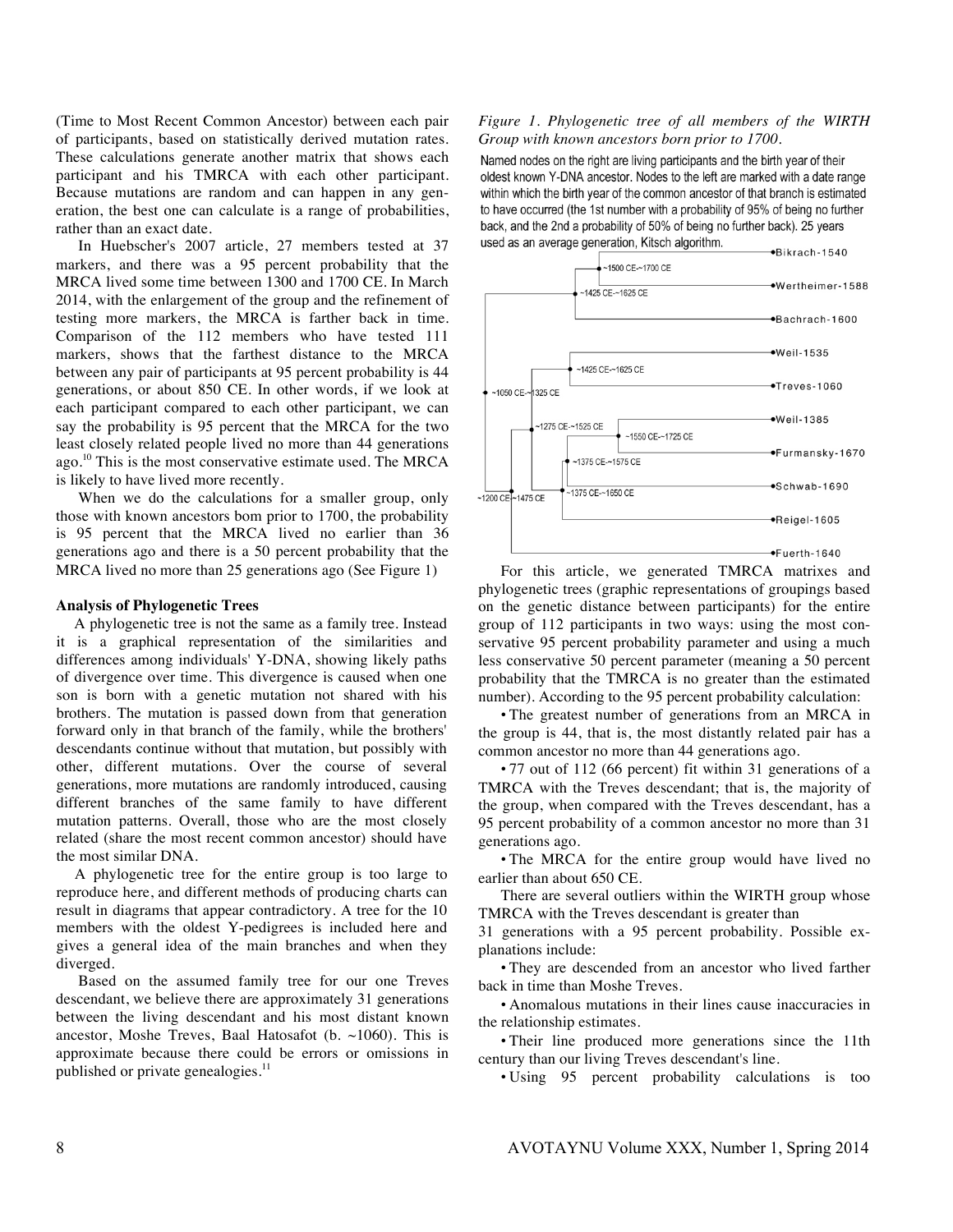(Time to Most Recent Common Ancestor) between each pair of participants, based on statistically derived mutation rates. These calculations generate another matrix that shows each participant and his TMRCA with each other participant. Because mutations are random and can happen in any generation, the best one can calculate is a range of probabilities, rather than an exact date.

In Huebscher's 2007 article, 27 members tested at 37 markers, and there was a 95 percent probability that the MRCA lived some time between 1300 and 1700 CE. In March 2014, with the enlargement of the group and the refinement of testing more markers, the MRCA is farther back in time. Comparison of the 112 members who have tested 111 markers, shows that the farthest distance to the MRCA between any pair of participants at 95 percent probability is 44 generations, or about 850 CE. In other words, if we look at each participant compared to each other participant, we can say the probability is 95 percent that the MRCA for the two least closely related people lived no more than 44 generations ago.[10] This is the most conservative estimate used. The MRCA is likely to have lived more recently.

When we do the calculations for a smaller group, only those with known ancestors bom prior to 1700, the probability is 95 percent that the MRCA lived no earlier than 36 generations ago and there is a 50 percent probability that the MRCA lived no more than 25 generations ago (See Figure 1)

**Analysis of Phylogenetic Trees**

A phylogenetic tree is not the same as a family tree. Instead it is a graphical representation of the similarities and differences among individuals' Y-DNA, showing likely paths of divergence over time. This divergence is caused when one son is born with a genetic mutation not shared with his brothers. The mutation is passed down from that generation forward only in that branch of the family, while the brothers' descendants continue without that mutation, but possibly with other, different mutations. Over the course of several generations, more mutations are randomly introduced, causing different branches of the same family to have different mutation patterns. Overall, those who are the most closely related (share the most recent common ancestor) should have the most similar DNA.

A phylogenetic tree for the entire group is too large to reproduce here, and different methods of producing charts can result in diagrams that appear contradictory. A tree for the 10 members with the oldest Y-pedigrees is included here and gives a general idea of the main branches and when they diverged.

Based on the assumed family tree for our one Treves descendant, we believe there are approximately 31 generations between the living descendant and his most distant known ancestor, Moshe Treves, Baal Hatosafot (b. ~1060). This is approximate because there could be errors or omissions in published or private genealogies.[11]

*Figure 1. Phylogenetic tree of all members of the WIRTH Group with known ancestors born prior to 1700.*

Named nodes on the right are living participants and the birth year of their oldest known Y-DNA ancestor. Nodes to the left are marked with a date range within which the birth year of the common ancestor of that branch is estimated to have occurred (the 1st number with a probability of 95% of being no further back, and the 2nd a probability of 50% of being no further back). 25 years used as an average generation, Kitsch algorithm.

- Bikrach-1540
- Wertheimer-1588
- Bachrach-1600
- Weil-1535
- Treves-1060
- Weil-1385
- Furmansky-1670
- Schwab-1690
- Reigel-1605
- Fuerth-1640

Node date ranges: ~1500 CE–~1700 CE; ~1425 CE–~1625 CE; ~1425 CE–~1625 CE; ~1050 CE–~1325 CE; ~1275 CE–~1525 CE; ~1550 CE–~1725 CE; ~1375 CE–~1575 CE; ~1375 CE–~1650 CE; ~1200 CE–~1475 CE

For this article, we generated TMRCA matrixes and phylogenetic trees (graphic representations of groupings based on the genetic distance between participants) for the entire group of 112 participants in two ways: using the most conservative 95 percent probability parameter and using a much less conservative 50 percent parameter (meaning a 50 percent probability that the TMRCA is no greater than the estimated number). According to the 95 percent probability calculation:

- The greatest number of generations from an MRCA in the group is 44, that is, the most distantly related pair has a common ancestor no more than 44 generations ago.
- 77 out of 112 (66 percent) fit within 31 generations of a TMRCA with the Treves descendant; that is, the majority of the group, when compared with the Treves descendant, has a 95 percent probability of a common ancestor no more than 31 generations ago.
- The MRCA for the entire group would have lived no earlier than about 650 CE.

There are several outliers within the WIRTH group whose TMRCA with the Treves descendant is greater than 31 generations with a 95 percent probability. Possible explanations include:

- They are descended from an ancestor who lived farther back in time than Moshe Treves.
- Anomalous mutations in their lines cause inaccuracies in the relationship estimates.
- Their line produced more generations since the 11th century than our living Treves descendant's line.
- Using 95 percent probability calculations is too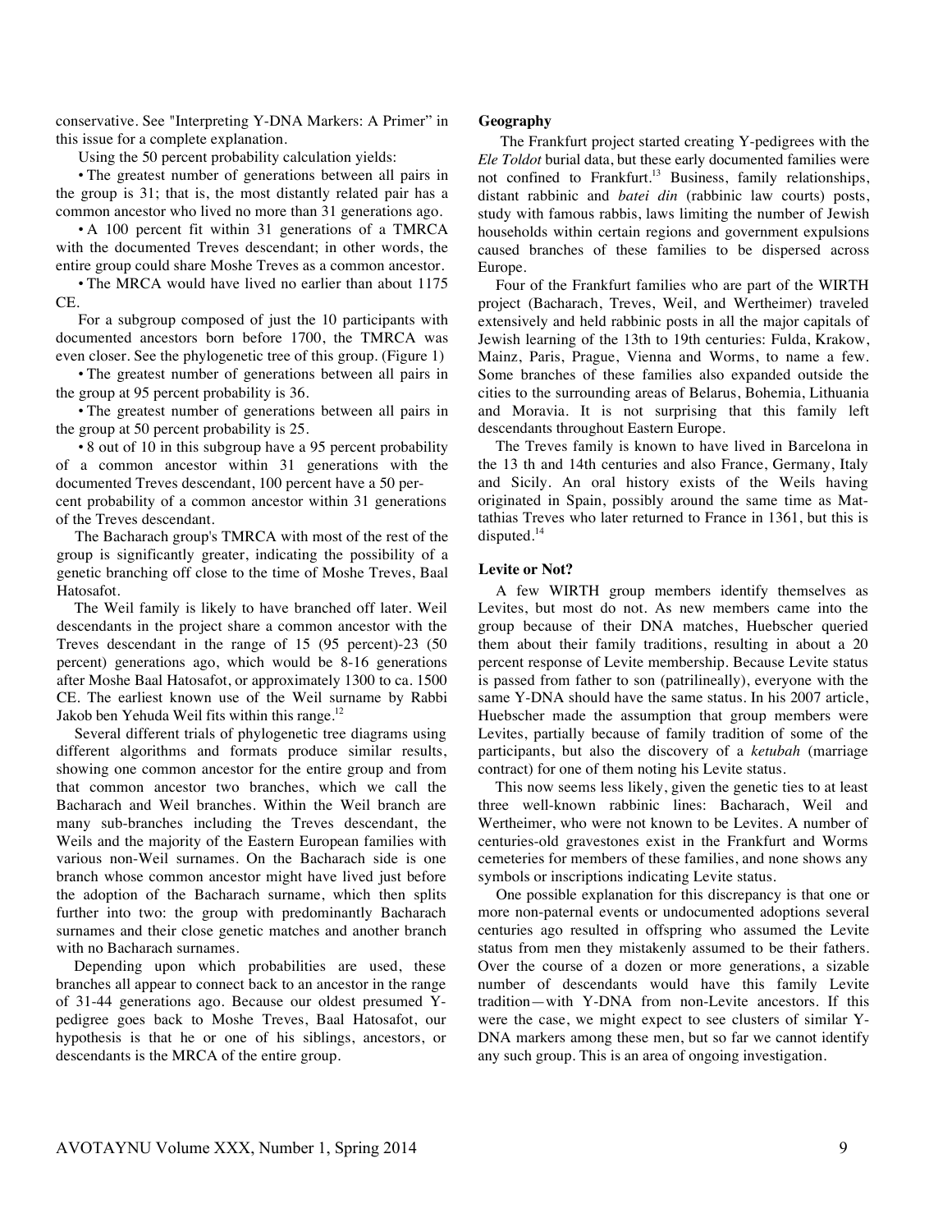conservative. See "Interpreting Y-DNA Markers: A Primer" in this issue for a complete explanation.

Using the 50 percent probability calculation yields:

• The greatest number of generations between all pairs in the group is 31; that is, the most distantly related pair has a common ancestor who lived no more than 31 generations ago.

• A 100 percent fit within 31 generations of a TMRCA with the documented Treves descendant; in other words, the entire group could share Moshe Treves as a common ancestor.

• The MRCA would have lived no earlier than about 1175 CE.

For a subgroup composed of just the 10 participants with documented ancestors born before 1700, the TMRCA was even closer. See the phylogenetic tree of this group. (Figure 1)

• The greatest number of generations between all pairs in the group at 95 percent probability is 36.

• The greatest number of generations between all pairs in the group at 50 percent probability is 25.

• 8 out of 10 in this subgroup have a 95 percent probability of a common ancestor within 31 generations with the documented Treves descendant, 100 percent have a 50 percent probability of a common ancestor within 31 generations of the Treves descendant.

The Bacharach group's TMRCA with most of the rest of the group is significantly greater, indicating the possibility of a genetic branching off close to the time of Moshe Treves, Baal Hatosafot.

The Weil family is likely to have branched off later. Weil descendants in the project share a common ancestor with the Treves descendant in the range of 15 (95 percent)-23 (50 percent) generations ago, which would be 8-16 generations after Moshe Baal Hatosafot, or approximately 1300 to ca. 1500 CE. The earliest known use of the Weil surname by Rabbi Jakob ben Yehuda Weil fits within this range.[12]

Several different trials of phylogenetic tree diagrams using different algorithms and formats produce similar results, showing one common ancestor for the entire group and from that common ancestor two branches, which we call the Bacharach and Weil branches. Within the Weil branch are many sub-branches including the Treves descendant, the Weils and the majority of the Eastern European families with various non-Weil surnames. On the Bacharach side is one branch whose common ancestor might have lived just before the adoption of the Bacharach surname, which then splits further into two: the group with predominantly Bacharach surnames and their close genetic matches and another branch with no Bacharach surnames.

Depending upon which probabilities are used, these branches all appear to connect back to an ancestor in the range of 31-44 generations ago. Because our oldest presumed Y-pedigree goes back to Moshe Treves, Baal Hatosafot, our hypothesis is that he or one of his siblings, ancestors, or descendants is the MRCA of the entire group.

**Geography**

The Frankfurt project started creating Y-pedigrees with the *Ele Toldot* burial data, but these early documented families were not confined to Frankfurt.[13] Business, family relationships, distant rabbinic and *batei din* (rabbinic law courts) posts, study with famous rabbis, laws limiting the number of Jewish households within certain regions and government expulsions caused branches of these families to be dispersed across Europe.

Four of the Frankfurt families who are part of the WIRTH project (Bacharach, Treves, Weil, and Wertheimer) traveled extensively and held rabbinic posts in all the major capitals of Jewish learning of the 13th to 19th centuries: Fulda, Krakow, Mainz, Paris, Prague, Vienna and Worms, to name a few. Some branches of these families also expanded outside the cities to the surrounding areas of Belarus, Bohemia, Lithuania and Moravia. It is not surprising that this family left descendants throughout Eastern Europe.

The Treves family is known to have lived in Barcelona in the 13 th and 14th centuries and also France, Germany, Italy and Sicily. An oral history exists of the Weils having originated in Spain, possibly around the same time as Mattathias Treves who later returned to France in 1361, but this is disputed.[14]

**Levite or Not?**

A few WIRTH group members identify themselves as Levites, but most do not. As new members came into the group because of their DNA matches, Huebscher queried them about their family traditions, resulting in about a 20 percent response of Levite membership. Because Levite status is passed from father to son (patrilineally), everyone with the same Y-DNA should have the same status. In his 2007 article, Huebscher made the assumption that group members were Levites, partially because of family tradition of some of the participants, but also the discovery of a *ketubah* (marriage contract) for one of them noting his Levite status.

This now seems less likely, given the genetic ties to at least three well-known rabbinic lines: Bacharach, Weil and Wertheimer, who were not known to be Levites. A number of centuries-old gravestones exist in the Frankfurt and Worms cemeteries for members of these families, and none shows any symbols or inscriptions indicating Levite status.

One possible explanation for this discrepancy is that one or more non-paternal events or undocumented adoptions several centuries ago resulted in offspring who assumed the Levite status from men they mistakenly assumed to be their fathers. Over the course of a dozen or more generations, a sizable number of descendants would have this family Levite tradition—with Y-DNA from non-Levite ancestors. If this were the case, we might expect to see clusters of similar Y-DNA markers among these men, but so far we cannot identify any such group. This is an area of ongoing investigation.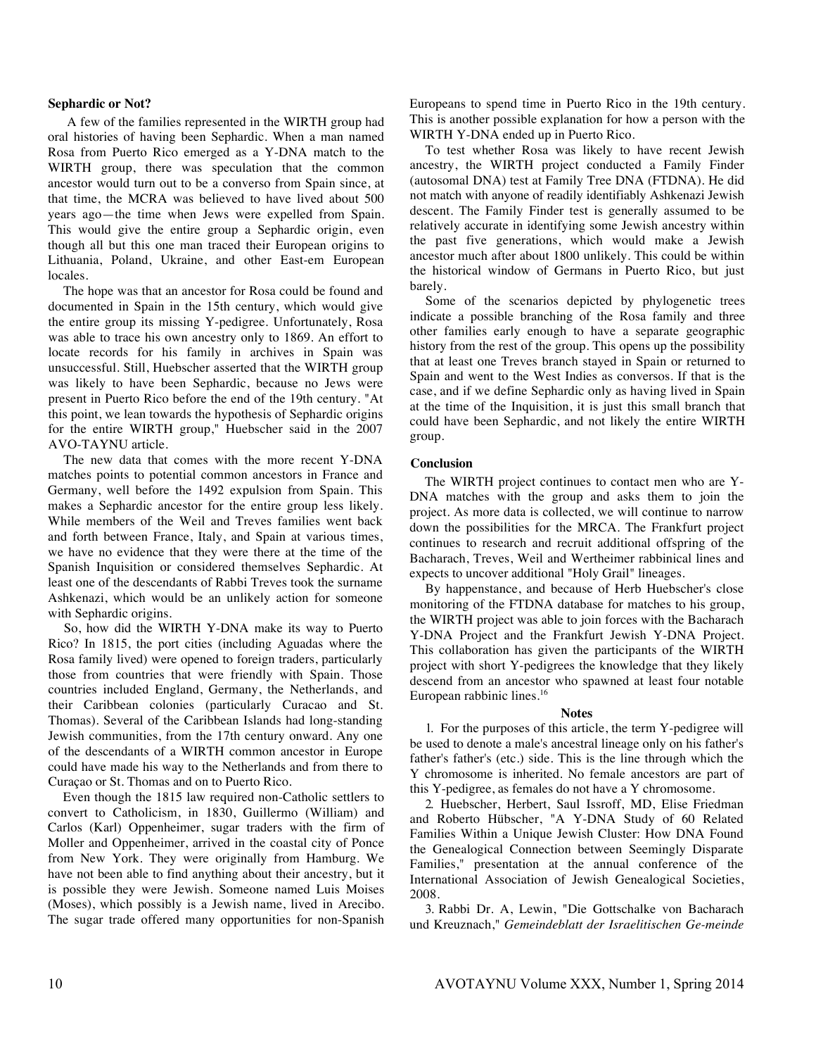### Sephardic or Not?

A few of the families represented in the WIRTH group had oral histories of having been Sephardic. When a man named Rosa from Puerto Rico emerged as a Y-DNA match to the WIRTH group, there was speculation that the common ancestor would turn out to be a converso from Spain since, at that time, the MCRA was believed to have lived about 500 years ago—the time when Jews were expelled from Spain. This would give the entire group a Sephardic origin, even though all but this one man traced their European origins to Lithuania, Poland, Ukraine, and other East-em European locales.

The hope was that an ancestor for Rosa could be found and documented in Spain in the 15th century, which would give the entire group its missing Y-pedigree. Unfortunately, Rosa was able to trace his own ancestry only to 1869. An effort to locate records for his family in archives in Spain was unsuccessful. Still, Huebscher asserted that the WIRTH group was likely to have been Sephardic, because no Jews were present in Puerto Rico before the end of the 19th century. "At this point, we lean towards the hypothesis of Sephardic origins for the entire WIRTH group," Huebscher said in the 2007 AVO-TAYNU article.

The new data that comes with the more recent Y-DNA matches points to potential common ancestors in France and Germany, well before the 1492 expulsion from Spain. This makes a Sephardic ancestor for the entire group less likely. While members of the Weil and Treves families went back and forth between France, Italy, and Spain at various times, we have no evidence that they were there at the time of the Spanish Inquisition or considered themselves Sephardic. At least one of the descendants of Rabbi Treves took the surname Ashkenazi, which would be an unlikely action for someone with Sephardic origins.

So, how did the WIRTH Y-DNA make its way to Puerto Rico? In 1815, the port cities (including Aguadas where the Rosa family lived) were opened to foreign traders, particularly those from countries that were friendly with Spain. Those countries included England, Germany, the Netherlands, and their Caribbean colonies (particularly Curacao and St. Thomas). Several of the Caribbean Islands had long-standing Jewish communities, from the 17th century onward. Any one of the descendants of a WIRTH common ancestor in Europe could have made his way to the Netherlands and from there to Curaçao or St. Thomas and on to Puerto Rico.

Even though the 1815 law required non-Catholic settlers to convert to Catholicism, in 1830, Guillermo (William) and Carlos (Karl) Oppenheimer, sugar traders with the firm of Moller and Oppenheimer, arrived in the coastal city of Ponce from New York. They were originally from Hamburg. We have not been able to find anything about their ancestry, but it is possible they were Jewish. Someone named Luis Moises (Moses), which possibly is a Jewish name, lived in Arecibo. The sugar trade offered many opportunities for non-Spanish Europeans to spend time in Puerto Rico in the 19th century. This is another possible explanation for how a person with the WIRTH Y-DNA ended up in Puerto Rico.

To test whether Rosa was likely to have recent Jewish ancestry, the WIRTH project conducted a Family Finder (autosomal DNA) test at Family Tree DNA (FTDNA). He did not match with anyone of readily identifiably Ashkenazi Jewish descent. The Family Finder test is generally assumed to be relatively accurate in identifying some Jewish ancestry within the past five generations, which would make a Jewish ancestor much after about 1800 unlikely. This could be within the historical window of Germans in Puerto Rico, but just barely.

Some of the scenarios depicted by phylogenetic trees indicate a possible branching of the Rosa family and three other families early enough to have a separate geographic history from the rest of the group. This opens up the possibility that at least one Treves branch stayed in Spain or returned to Spain and went to the West Indies as conversos. If that is the case, and if we define Sephardic only as having lived in Spain at the time of the Inquisition, it is just this small branch that could have been Sephardic, and not likely the entire WIRTH group.

### Conclusion

The WIRTH project continues to contact men who are Y-DNA matches with the group and asks them to join the project. As more data is collected, we will continue to narrow down the possibilities for the MRCA. The Frankfurt project continues to research and recruit additional offspring of the Bacharach, Treves, Weil and Wertheimer rabbinical lines and expects to uncover additional "Holy Grail" lineages.

By happenstance, and because of Herb Huebscher's close monitoring of the FTDNA database for matches to his group, the WIRTH project was able to join forces with the Bacharach Y-DNA Project and the Frankfurt Jewish Y-DNA Project. This collaboration has given the participants of the WIRTH project with short Y-pedigrees the knowledge that they likely descend from an ancestor who spawned at least four notable European rabbinic lines.[16]

### Notes

1. For the purposes of this article, the term Y-pedigree will be used to denote a male's ancestral lineage only on his father's father's father's (etc.) side. This is the line through which the Y chromosome is inherited. No female ancestors are part of this Y-pedigree, as females do not have a Y chromosome.

2. Huebscher, Herbert, Saul Issroff, MD, Elise Friedman and Roberto Hübscher, "A Y-DNA Study of 60 Related Families Within a Unique Jewish Cluster: How DNA Found the Genealogical Connection between Seemingly Disparate Families," presentation at the annual conference of the International Association of Jewish Genealogical Societies, 2008.

3. Rabbi Dr. A, Lewin, "Die Gottschalke von Bacharach und Kreuznach," *Gemeindeblatt der Israelitischen Ge-meinde*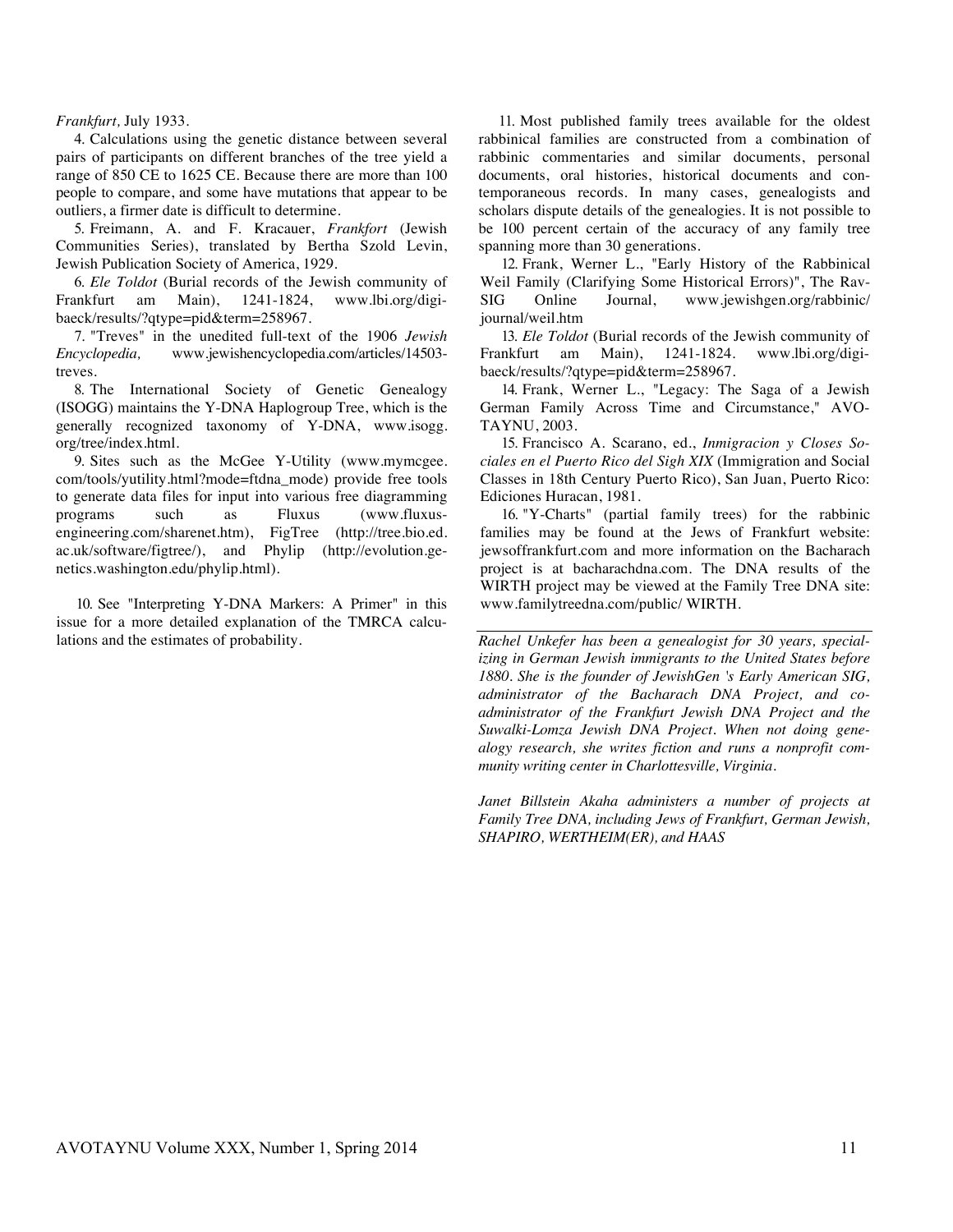*Frankfurt,* July 1933.

4. Calculations using the genetic distance between several pairs of participants on different branches of the tree yield a range of 850 CE to 1625 CE. Because there are more than 100 people to compare, and some have mutations that appear to be outliers, a firmer date is difficult to determine.

5. Freimann, A. and F. Kracauer, *Frankfort* (Jewish Communities Series), translated by Bertha Szold Levin, Jewish Publication Society of America, 1929.

6. *Ele Toldot* (Burial records of the Jewish community of Frankfurt am Main), 1241-1824, www.lbi.org/digibaeck/results/?qtype=pid&term=258967.

7. "Treves" in the unedited full-text of the 1906 *Jewish Encyclopedia,* www.jewishencyclopedia.com/articles/14503-treves.

8. The International Society of Genetic Genealogy (ISOGG) maintains the Y-DNA Haplogroup Tree, which is the generally recognized taxonomy of Y-DNA, www.isogg.org/tree/index.html.

9. Sites such as the McGee Y-Utility (www.mymcgee.com/tools/yutility.html?mode=ftdna_mode) provide free tools to generate data files for input into various free diagramming programs such as Fluxus (www.fluxus-engineering.com/sharenet.htm), FigTree (http://tree.bio.ed.ac.uk/software/figtree/), and Phylip (http://evolution.genetics.washington.edu/phylip.html).

10. See "Interpreting Y-DNA Markers: A Primer" in this issue for a more detailed explanation of the TMRCA calculations and the estimates of probability.

11. Most published family trees available for the oldest rabbinical families are constructed from a combination of rabbinic commentaries and similar documents, personal documents, oral histories, historical documents and contemporaneous records. In many cases, genealogists and scholars dispute details of the genealogies. It is not possible to be 100 percent certain of the accuracy of any family tree spanning more than 30 generations.

12. Frank, Werner L., "Early History of the Rabbinical Weil Family (Clarifying Some Historical Errors)", The Rav-SIG Online Journal, www.jewishgen.org/rabbinic/journal/weil.htm

13. *Ele Toldot* (Burial records of the Jewish community of Frankfurt am Main), 1241-1824. www.lbi.org/digibaeck/results/?qtype=pid&term=258967.

14. Frank, Werner L., "Legacy: The Saga of a Jewish German Family Across Time and Circumstance," AVOTAYNU, 2003.

15. Francisco A. Scarano, ed., *Inmigracion y Closes Sociales en el Puerto Rico del Sigh XIX* (Immigration and Social Classes in 18th Century Puerto Rico), San Juan, Puerto Rico: Ediciones Huracan, 1981.

16. "Y-Charts" (partial family trees) for the rabbinic families may be found at the Jews of Frankfurt website: jewsoffrankfurt.com and more information on the Bacharach project is at bacharachdna.com. The DNA results of the WIRTH project may be viewed at the Family Tree DNA site: www.familytreedna.com/public/ WIRTH.

---

*Rachel Unkefer has been a genealogist for 30 years, specializing in German Jewish immigrants to the United States before 1880. She is the founder of JewishGen 's Early American SIG, administrator of the Bacharach DNA Project, and co-administrator of the Frankfurt Jewish DNA Project and the Suwalki-Lomza Jewish DNA Project. When not doing genealogy research, she writes fiction and runs a nonprofit community writing center in Charlottesville, Virginia.*

*Janet Billstein Akaha administers a number of projects at Family Tree DNA, including Jews of Frankfurt, German Jewish, SHAPIRO, WERTHEIM(ER), and HAAS*